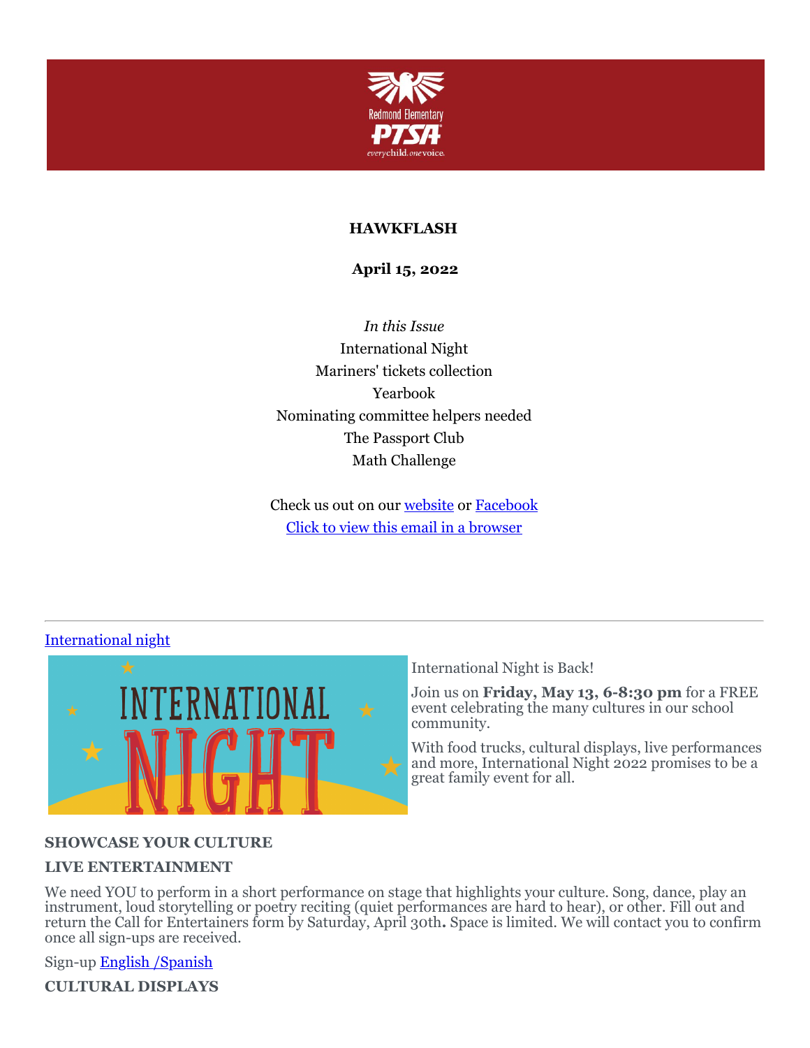**HAWKFLASH**

**April 15, 2022**

*In this Issue*

International Night

Mariners' tickets collection

Yearbook

Nominating committee helpers needed

The Passport Club

Math Challenge

Check us out on our website or Facebook

Click to view this email in a browser

---

International night

International Night is Back!

Join us on **Friday, May 13, 6-8:30 pm** for a FREE event celebrating the many cultures in our school community.

With food trucks, cultural displays, live performances and more, International Night 2022 promises to be a great family event for all.

**SHOWCASE YOUR CULTURE**

**LIVE ENTERTAINMENT**

We need YOU to perform in a short performance on stage that highlights your culture. Song, dance, play an instrument, loud storytelling or poetry reciting (quiet performances are hard to hear), or other. Fill out and return the Call for Entertainers form by Saturday, April 30th**.** Space is limited. We will contact you to confirm once all sign-ups are received.

Sign-up English /Spanish

**CULTURAL DISPLAYS**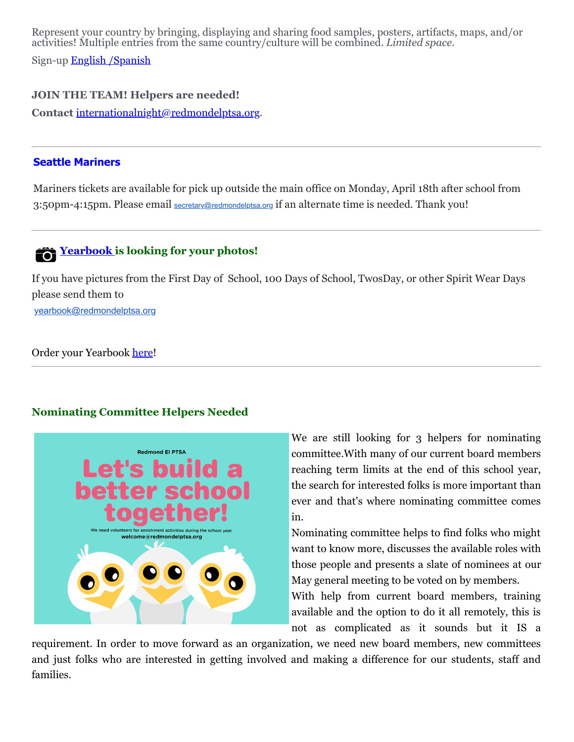Represent your country by bringing, displaying and sharing food samples, posters, artifacts, maps, and/or activities! Multiple entries from the same country/culture will be combined. *Limited space.*

Sign-up English /Spanish

**JOIN THE TEAM! Helpers are needed!**

**Contact** internationalnight@redmondelptsa.org.

---

### Seattle Mariners

Mariners tickets are available for pick up outside the main office on Monday, April 18th after school from 3:50pm-4:15pm. Please email secretary@redmondelptsa.org if an alternate time is needed. Thank you!

---

### Yearbook is looking for your photos!

If you have pictures from the First Day of School, 100 Days of School, TwosDay, or other Spirit Wear Days please send them to

yearbook@redmondelptsa.org

Order your Yearbook here!

---

### Nominating Committee Helpers Needed

Redmond El PTSA

Let's build a better school together!

We need volunteers for enrichment activities during the school year.
welcome@redmondelptsa.org

We are still looking for 3 helpers for nominating committee.With many of our current board members reaching term limits at the end of this school year, the search for interested folks is more important than ever and that's where nominating committee comes in.

Nominating committee helps to find folks who might want to know more, discusses the available roles with those people and presents a slate of nominees at our May general meeting to be voted on by members.

With help from current board members, training available and the option to do it all remotely, this is not as complicated as it sounds but it IS a requirement. In order to move forward as an organization, we need new board members, new committees and just folks who are interested in getting involved and making a difference for our students, staff and families.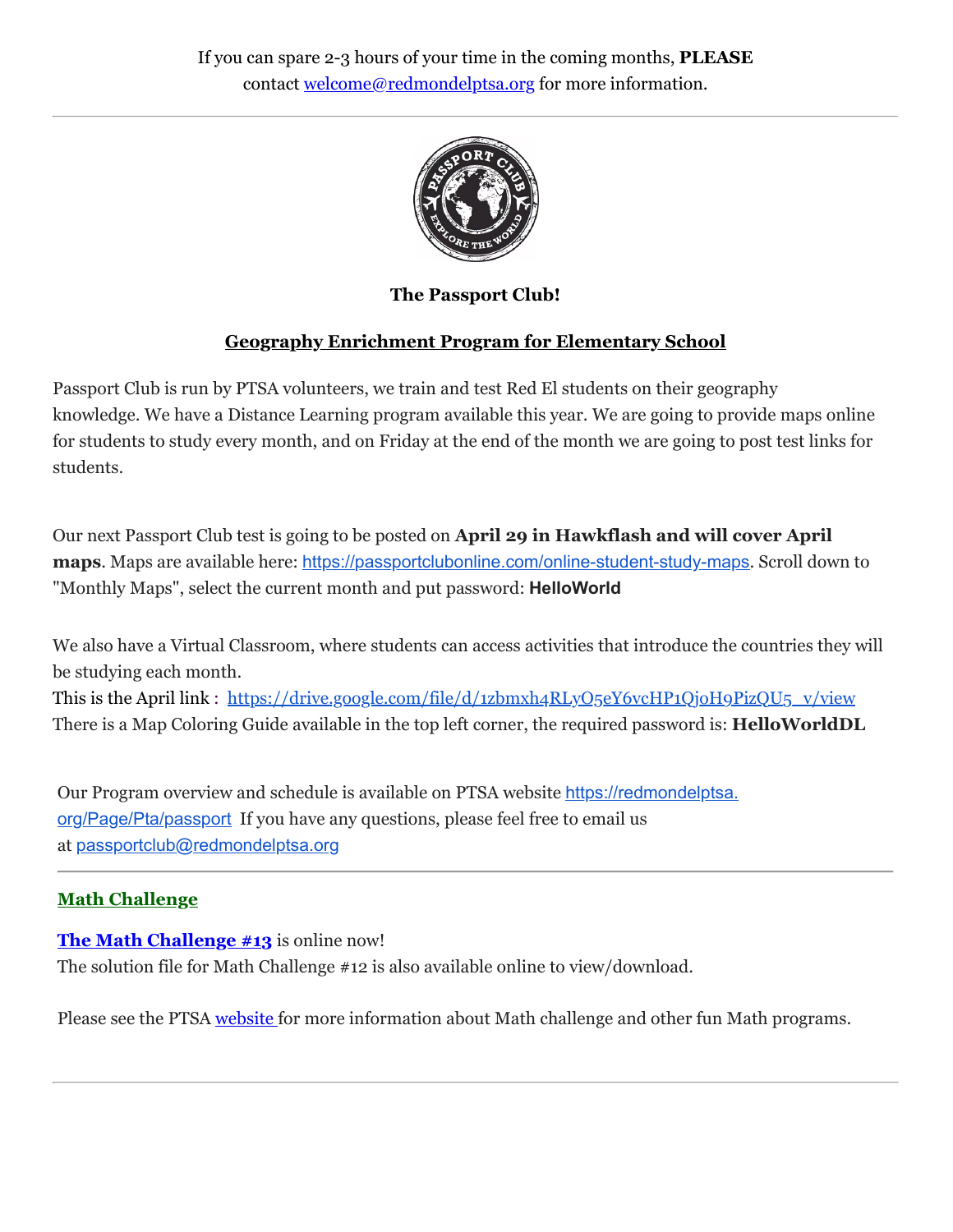If you can spare 2-3 hours of your time in the coming months, **PLEASE** contact welcome@redmondelptsa.org for more information.

---

**The Passport Club!**

## Geography Enrichment Program for Elementary School

Passport Club is run by PTSA volunteers, we train and test Red El students on their geography knowledge. We have a Distance Learning program available this year. We are going to provide maps online for students to study every month, and on Friday at the end of the month we are going to post test links for students.

Our next Passport Club test is going to be posted on **April 29 in Hawkflash and will cover April maps**. Maps are available here: https://passportclubonline.com/online-student-study-maps. Scroll down to "Monthly Maps", select the current month and put password: **HelloWorld**

We also have a Virtual Classroom, where students can access activities that introduce the countries they will be studying each month.
This is the April link : https://drive.google.com/file/d/1zbmxh4RLyO5eY6vcHP1QjoH9PizQU5_v/view
There is a Map Coloring Guide available in the top left corner, the required password is: **HelloWorldDL**

Our Program overview and schedule is available on PTSA website https://redmondelptsa.org/Page/Pta/passport If you have any questions, please feel free to email us at passportclub@redmondelptsa.org

---

## Math Challenge

**The Math Challenge #13** is online now!
The solution file for Math Challenge #12 is also available online to view/download.

Please see the PTSA website for more information about Math challenge and other fun Math programs.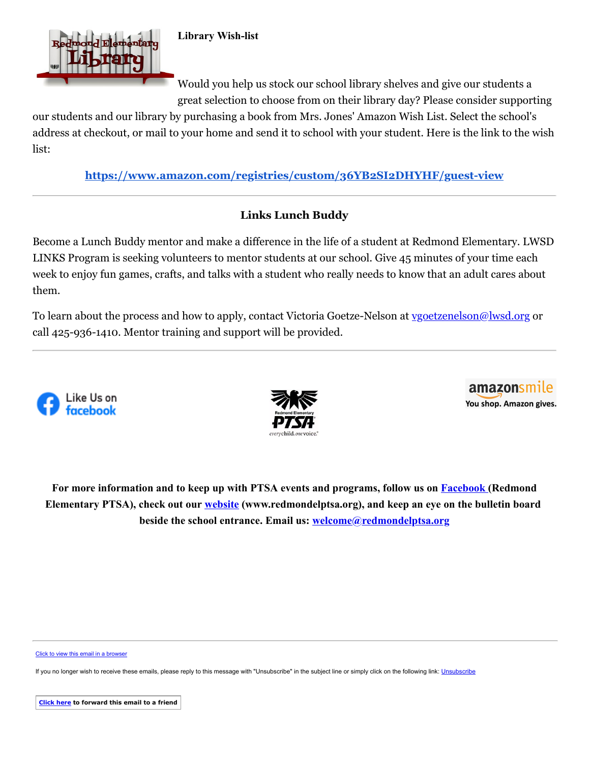## Library Wish-list

Would you help us stock our school library shelves and give our students a great selection to choose from on their library day? Please consider supporting our students and our library by purchasing a book from Mrs. Jones' Amazon Wish List. Select the school's address at checkout, or mail to your home and send it to school with your student. Here is the link to the wish list:

**https://www.amazon.com/registries/custom/36YB2SI2DHYHF/guest-view**

---

## Links Lunch Buddy

Become a Lunch Buddy mentor and make a difference in the life of a student at Redmond Elementary. LWSD LINKS Program is seeking volunteers to mentor students at our school. Give 45 minutes of your time each week to enjoy fun games, crafts, and talks with a student who really needs to know that an adult cares about them.

To learn about the process and how to apply, contact Victoria Goetze-Nelson at vgoetzenelson@lwsd.org or call 425-936-1410. Mentor training and support will be provided.

---

Like Us on facebook

Redmond Elementary PTSA everychild.onevoice.

amazonsmile You shop. Amazon gives.

**For more information and to keep up with PTSA events and programs, follow us on Facebook (Redmond Elementary PTSA), check out our website (www.redmondelptsa.org), and keep an eye on the bulletin board beside the school entrance. Email us: welcome@redmondelptsa.org**

---

Click to view this email in a browser

If you no longer wish to receive these emails, please reply to this message with "Unsubscribe" in the subject line or simply click on the following link: Unsubscribe

**Click here to forward this email to a friend**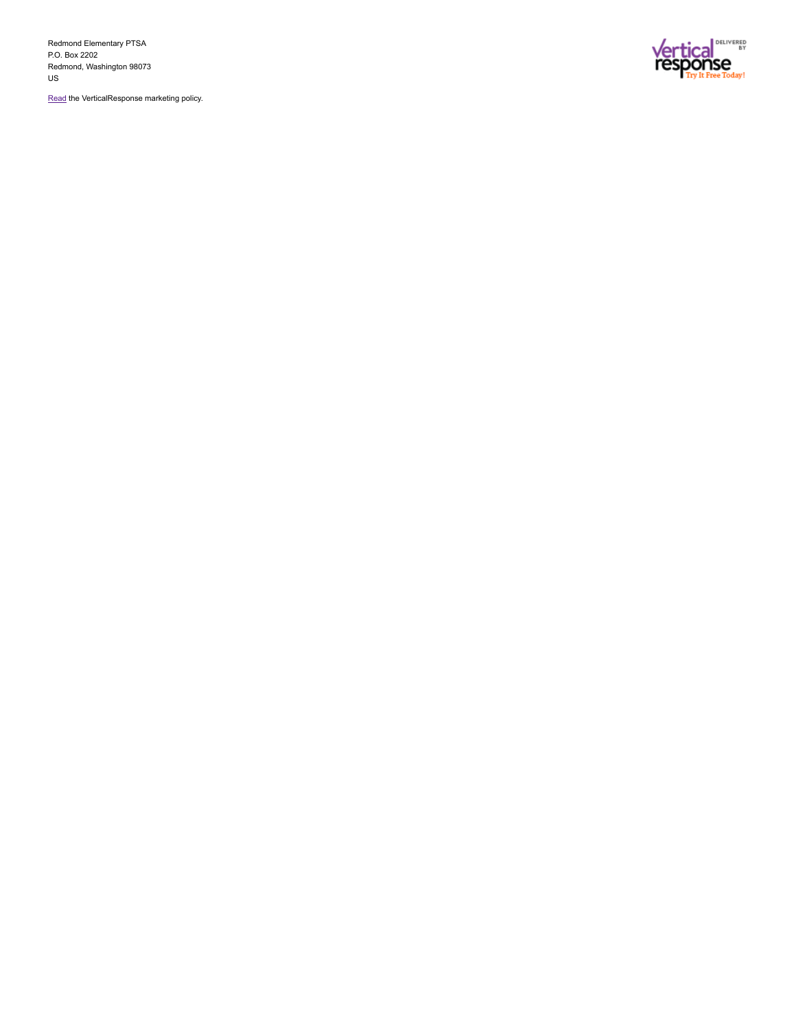Redmond Elementary PTSA
P.O. Box 2202
Redmond, Washington 98073
US

Read the VerticalResponse marketing policy.

Vertical response DELIVERED BY Try It Free Today!